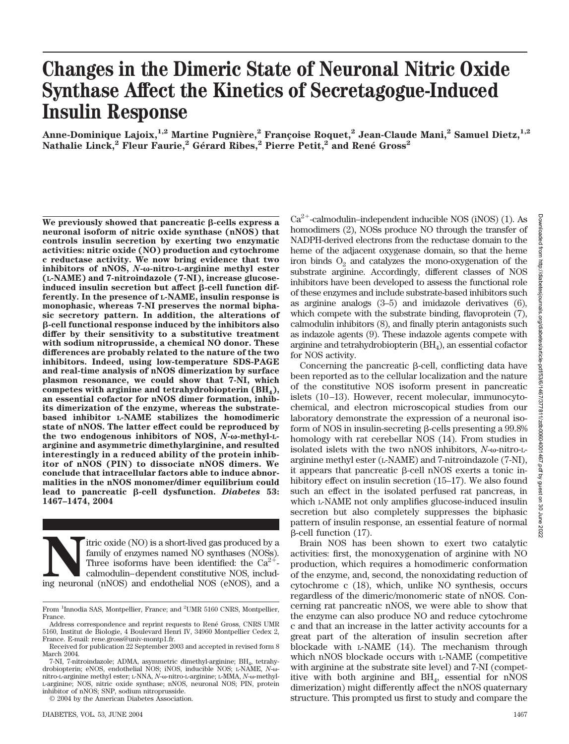# Changes in the Dimeric State of Neuronal Nitric Oxide Synthase Affect the Kinetics of Secretagogue-Induced Insulin Response

**Anne-Dominique Lajoix,[1,2] Martine Pugnière,[2] Françoise Roquet,[2] Jean-Claude Mani,[2] Samuel Dietz,[1,2] Nathalie Linck,[2] Fleur Faurie,[2] Gérard Ribes,[2] Pierre Petit,[2] and René Gross[2]**

**We previously showed that pancreatic β-cells express a neuronal isoform of nitric oxide synthase (nNOS) that controls insulin secretion by exerting two enzymatic activities: nitric oxide (NO) production and cytochrome c reductase activity. We now bring evidence that two inhibitors of nNOS, *N*-ω-nitro-L-arginine methyl ester (L-NAME) and 7-nitroindazole (7-NI), increase glucose-induced insulin secretion but affect β-cell function differently. In the presence of L-NAME, insulin response is monophasic, whereas 7-NI preserves the normal biphasic secretory pattern. In addition, the alterations of β-cell functional response induced by the inhibitors also differ by their sensitivity to a substitutive treatment with sodium nitroprusside, a chemical NO donor. These differences are probably related to the nature of the two inhibitors. Indeed, using low-temperature SDS-PAGE and real-time analysis of nNOS dimerization by surface plasmon resonance, we could show that 7-NI, which competes with arginine and tetrahydrobiopterin ($BH_4$), an essential cofactor for nNOS dimer formation, inhibits dimerization of the enzyme, whereas the substrate-based inhibitor L-NAME stabilizes the homodimeric state of nNOS. The latter effect could be reproduced by the two endogenous inhibitors of NOS, *N*-ω-methyl-L-arginine and asymmetric dimethylarginine, and resulted interestingly in a reduced ability of the protein inhibitor of nNOS (PIN) to dissociate nNOS dimers. We conclude that intracellular factors able to induce abnormalities in the nNOS monomer/dimer equilibrium could lead to pancreatic β-cell dysfunction. *Diabetes* 53: 1467–1474, 2004**

Nitric oxide (NO) is a short-lived gas produced by a family of enzymes named NO synthases (NOSs). Three isoforms have been identified: the $Ca^{2+}$-calmodulin–dependent constitutive NOS, including neuronal (nNOS) and endothelial NOS (eNOS), and a $Ca^{2+}$-calmodulin–independent inducible NOS (iNOS) (1). As homodimers (2), NOSs produce NO through the transfer of NADPH-derived electrons from the reductase domain to the heme of the adjacent oxygenase domain, so that the heme iron binds $O_2$ and catalyzes the mono-oxygenation of the substrate arginine. Accordingly, different classes of NOS inhibitors have been developed to assess the functional role of these enzymes and include substrate-based inhibitors such as arginine analogs (3–5) and imidazole derivatives (6), which compete with the substrate binding, flavoprotein (7), calmodulin inhibitors (8), and finally pterin antagonists such as indazole agents (9). These indazole agents compete with arginine and tetrahydrobiopterin ($BH_4$), an essential cofactor for NOS activity.

Concerning the pancreatic β-cell, conflicting data have been reported as to the cellular localization and the nature of the constitutive NOS isoform present in pancreatic islets (10–13). However, recent molecular, immunocytochemical, and electron microscopical studies from our laboratory demonstrate the expression of a neuronal isoform of NOS in insulin-secreting β-cells presenting a 99.8% homology with rat cerebellar NOS (14). From studies in isolated islets with the two nNOS inhibitors, *N*-ω-nitro-L-arginine methyl ester (L-NAME) and 7-nitroindazole (7-NI), it appears that pancreatic β-cell nNOS exerts a tonic inhibitory effect on insulin secretion (15–17). We also found such an effect in the isolated perfused rat pancreas, in which L-NAME not only amplifies glucose-induced insulin secretion but also completely suppresses the biphasic pattern of insulin response, an essential feature of normal β-cell function (17).

Brain NOS has been shown to exert two catalytic activities: first, the monoxygenation of arginine with NO production, which requires a homodimeric conformation of the enzyme, and, second, the nonoxidating reduction of cytochrome c (18), which, unlike NO synthesis, occurs regardless of the dimeric/monomeric state of nNOS. Concerning rat pancreatic nNOS, we were able to show that the enzyme can also produce NO and reduce cytochrome c and that an increase in the latter activity accounts for a great part of the alteration of insulin secretion after blockade with L-NAME (14). The mechanism through which nNOS blockade occurs with L-NAME (competitive with arginine at the substrate site level) and 7-NI (competitive with both arginine and $BH_4$, essential for nNOS dimerization) might differently affect the nNOS quaternary structure. This prompted us first to study and compare the

From [1]Innodia SAS, Montpellier, France; and [2]UMR 5160 CNRS, Montpellier, France.

Address correspondence and reprint requests to René Gross, CNRS UMR 5160, Institut de Biologie, 4 Boulevard Henri IV, 34960 Montpellier Cedex 2, France. E-mail: rene.gross@univ-montp1.fr.

Received for publication 22 September 2003 and accepted in revised form 8 March 2004.

7-NI, 7-nitroindazole; ADMA, asymmetric dimethyl-arginine; $BH_4$, tetrahydrobiopterin; eNOS, endothelial NOS; iNOS, inducible NOS; L-NAME, *N*-ω-nitro-L-arginine methyl ester; L-NNA, *N*-ω-nitro-L-arginine; L-MMA, *N*-ω-methyl-L-arginine; NOS, nitric oxide synthase; nNOS, neuronal NOS; PIN, protein inhibitor of nNOS; SNP, sodium nitroprusside.

© 2004 by the American Diabetes Association.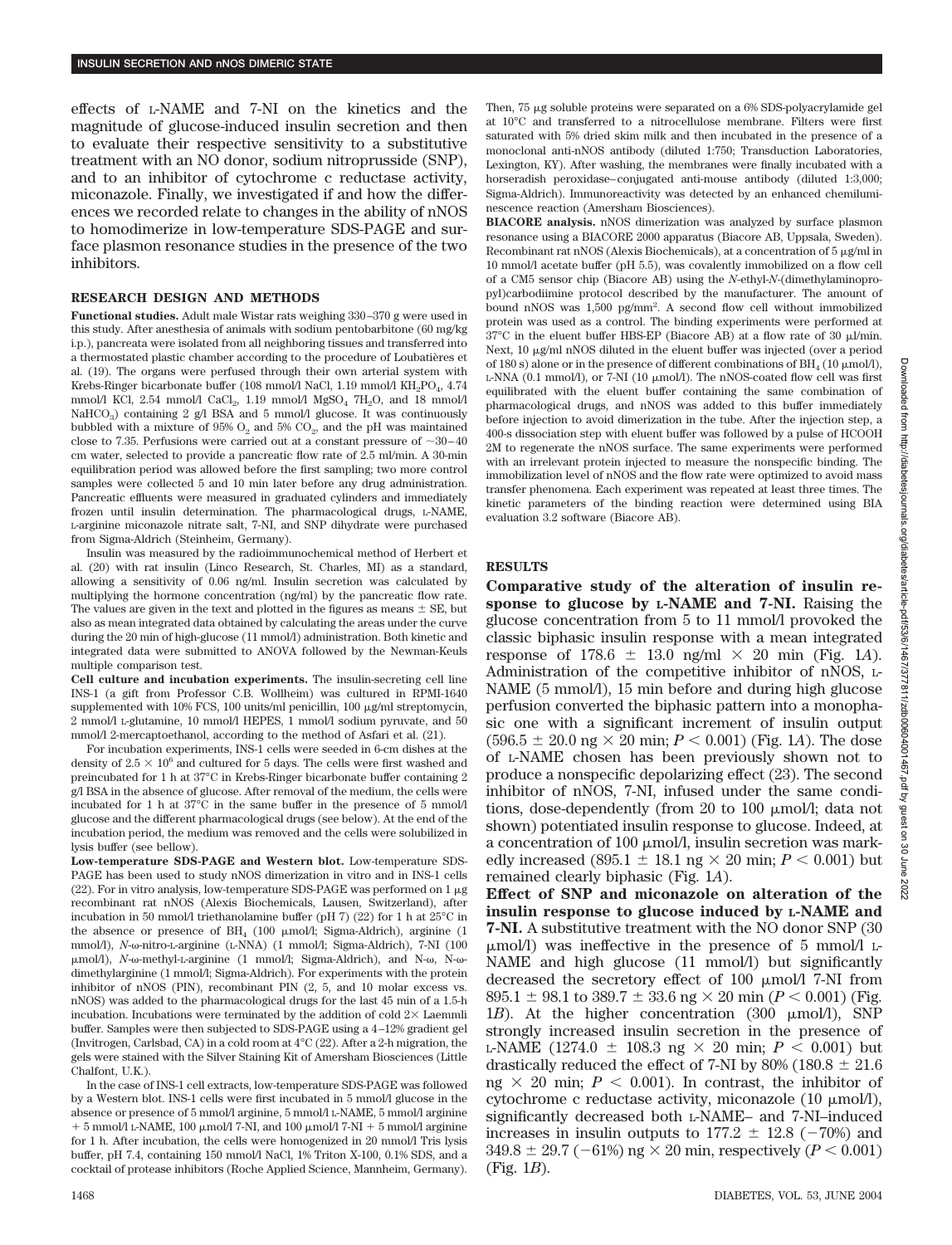effects of L-NAME and 7-NI on the kinetics and the magnitude of glucose-induced insulin secretion and then to evaluate their respective sensitivity to a substitutive treatment with an NO donor, sodium nitroprusside (SNP), and to an inhibitor of cytochrome c reductase activity, miconazole. Finally, we investigated if and how the differences we recorded relate to changes in the ability of nNOS to homodimerize in low-temperature SDS-PAGE and surface plasmon resonance studies in the presence of the two inhibitors.

## RESEARCH DESIGN AND METHODS

**Functional studies.** Adult male Wistar rats weighing 330–370 g were used in this study. After anesthesia of animals with sodium pentobarbitone (60 mg/kg i.p.), pancreata were isolated from all neighboring tissues and transferred into a thermostated plastic chamber according to the procedure of Loubatières et al. (19). The organs were perfused through their own arterial system with Krebs-Ringer bicarbonate buffer (108 mmol/l NaCl, 1.19 mmol/l $KH_2PO_4$, 4.74 mmol/l KCl, 2.54 mmol/l $CaCl_2$, 1.19 mmol/l $MgSO_4$ $7H_2O$, and 18 mmol/l $NaHCO_3$) containing 2 g/l BSA and 5 mmol/l glucose. It was continuously bubbled with a mixture of 95% $O_2$ and 5% $CO_2$, and the pH was maintained close to 7.35. Perfusions were carried out at a constant pressure of ~30–40 cm water, selected to provide a pancreatic flow rate of 2.5 ml/min. A 30-min equilibration period was allowed before the first sampling; two more control samples were collected 5 and 10 min later before any drug administration. Pancreatic effluents were measured in graduated cylinders and immediately frozen until insulin determination. The pharmacological drugs, L-NAME, L-arginine miconazole nitrate salt, 7-NI, and SNP dihydrate were purchased from Sigma-Aldrich (Steinheim, Germany).

Insulin was measured by the radioimmunochemical method of Herbert et al. (20) with rat insulin (Linco Research, St. Charles, MI) as a standard, allowing a sensitivity of 0.06 ng/ml. Insulin secretion was calculated by multiplying the hormone concentration (ng/ml) by the pancreatic flow rate. The values are given in the text and plotted in the figures as means ± SE, but also as mean integrated data obtained by calculating the areas under the curve during the 20 min of high-glucose (11 mmol/l) administration. Both kinetic and integrated data were submitted to ANOVA followed by the Newman-Keuls multiple comparison test.

**Cell culture and incubation experiments.** The insulin-secreting cell line INS-1 (a gift from Professor C.B. Wollheim) was cultured in RPMI-1640 supplemented with 10% FCS, 100 units/ml penicillin, 100 μg/ml streptomycin, 2 mmol/l L-glutamine, 10 mmol/l HEPES, 1 mmol/l sodium pyruvate, and 50 mmol/l 2-mercaptoethanol, according to the method of Asfari et al. (21).

For incubation experiments, INS-1 cells were seeded in 6-cm dishes at the density of $2.5 \times 10^6$ and cultured for 5 days. The cells were first washed and preincubated for 1 h at 37°C in Krebs-Ringer bicarbonate buffer containing 2 g/l BSA in the absence of glucose. After removal of the medium, the cells were incubated for 1 h at 37°C in the same buffer in the presence of 5 mmol/l glucose and the different pharmacological drugs (see below). At the end of the incubation period, the medium was removed and the cells were solubilized in lysis buffer (see bellow).

**Low-temperature SDS-PAGE and Western blot.** Low-temperature SDS-PAGE has been used to study nNOS dimerization in vitro and in INS-1 cells (22). For in vitro analysis, low-temperature SDS-PAGE was performed on 1 μg recombinant rat nNOS (Alexis Biochemicals, Lausen, Switzerland), after incubation in 50 mmol/l triethanolamine buffer (pH 7) (22) for 1 h at 25°C in the absence or presence of $BH_4$ (100 μmol/l; Sigma-Aldrich), arginine (1 mmol/l), *N*-ω-nitro-L-arginine (L-NNA) (1 mmol/l; Sigma-Aldrich), 7-NI (100 μmol/l), *N*-ω-methyl-L-arginine (1 mmol/l; Sigma-Aldrich), and N-ω, N-ω-dimethylarginine (1 mmol/l; Sigma-Aldrich). For experiments with the protein inhibitor of nNOS (PIN), recombinant PIN (2, 5, and 10 molar excess vs. nNOS) was added to the pharmacological drugs for the last 45 min of a 1.5-h incubation. Incubations were terminated by the addition of cold 2× Laemmli buffer. Samples were then subjected to SDS-PAGE using a 4–12% gradient gel (Invitrogen, Carlsbad, CA) in a cold room at 4°C (22). After a 2-h migration, the gels were stained with the Silver Staining Kit of Amersham Biosciences (Little Chalfont, U.K.).

In the case of INS-1 cell extracts, low-temperature SDS-PAGE was followed by a Western blot. INS-1 cells were first incubated in 5 mmol/l glucose in the absence or presence of 5 mmol/l arginine, 5 mmol/l L-NAME, 5 mmol/l arginine + 5 mmol/l L-NAME, 100 μmol/l 7-NI, and 100 μmol/l 7-NI + 5 mmol/l arginine for 1 h. After incubation, the cells were homogenized in 20 mmol/l Tris lysis buffer, pH 7.4, containing 150 mmol/l NaCl, 1% Triton X-100, 0.1% SDS, and a cocktail of protease inhibitors (Roche Applied Science, Mannheim, Germany). Then, 75 μg soluble proteins were separated on a 6% SDS-polyacrylamide gel at 10°C and transferred to a nitrocellulose membrane. Filters were first saturated with 5% dried skim milk and then incubated in the presence of a monoclonal anti-nNOS antibody (diluted 1:750; Transduction Laboratories, Lexington, KY). After washing, the membranes were finally incubated with a horseradish peroxidase–conjugated anti-mouse antibody (diluted 1:3,000; Sigma-Aldrich). Immunoreactivity was detected by an enhanced chemiluminescence reaction (Amersham Biosciences).

**BIACORE analysis.** nNOS dimerization was analyzed by surface plasmon resonance using a BIACORE 2000 apparatus (Biacore AB, Uppsala, Sweden). Recombinant rat nNOS (Alexis Biochemicals), at a concentration of 5 μg/ml in 10 mmol/l acetate buffer (pH 5.5), was covalently immobilized on a flow cell of a CM5 sensor chip (Biacore AB) using the *N*-ethyl-*N*-(dimethylaminopropyl)carbodiimine protocol described by the manufacturer. The amount of bound nNOS was 1,500 pg/mm². A second flow cell without immobilized protein was used as a control. The binding experiments were performed at 37°C in the eluent buffer HBS-EP (Biacore AB) at a flow rate of 30 μl/min. Next, 10 μg/ml nNOS diluted in the eluent buffer was injected (over a period of 180 s) alone or in the presence of different combinations of $BH_4$ (10 μmol/l), L-NNA (0.1 mmol/l), or 7-NI (10 μmol/l). The nNOS-coated flow cell was first equilibrated with the eluent buffer containing the same combination of pharmacological drugs, and nNOS was added to this buffer immediately before injection to avoid dimerization in the tube. After the injection step, a 400-s dissociation step with eluent buffer was followed by a pulse of HCOOH 2M to regenerate the nNOS surface. The same experiments were performed with an irrelevant protein injected to measure the nonspecific binding. The immobilization level of nNOS and the flow rate were optimized to avoid mass transfer phenomena. Each experiment was repeated at least three times. The kinetic parameters of the binding reaction were determined using BIA evaluation 3.2 software (Biacore AB).

## RESULTS

**Comparative study of the alteration of insulin response to glucose by L-NAME and 7-NI.** Raising the glucose concentration from 5 to 11 mmol/l provoked the classic biphasic insulin response with a mean integrated response of 178.6 ± 13.0 ng/ml × 20 min (Fig. 1*A*). Administration of the competitive inhibitor of nNOS, L-NAME (5 mmol/l), 15 min before and during high glucose perfusion converted the biphasic pattern into a monophasic one with a significant increment of insulin output (596.5 ± 20.0 ng × 20 min; $P < 0.001$) (Fig. 1*A*). The dose of L-NAME chosen has been previously shown not to produce a nonspecific depolarizing effect (23). The second inhibitor of nNOS, 7-NI, infused under the same conditions, dose-dependently (from 20 to 100 μmol/l; data not shown) potentiated insulin response to glucose. Indeed, at a concentration of 100 μmol/l, insulin secretion was markedly increased (895.1 ± 18.1 ng × 20 min; $P < 0.001$) but remained clearly biphasic (Fig. 1*A*).

**Effect of SNP and miconazole on alteration of the insulin response to glucose induced by L-NAME and 7-NI.** A substitutive treatment with the NO donor SNP (30 μmol/l) was ineffective in the presence of 5 mmol/l L-NAME and high glucose (11 mmol/l) but significantly decreased the secretory effect of 100 μmol/l 7-NI from 895.1 ± 98.1 to 389.7 ± 33.6 ng × 20 min ($P < 0.001$) (Fig. 1*B*). At the higher concentration (300 μmol/l), SNP strongly increased insulin secretion in the presence of L-NAME (1274.0 ± 108.3 ng × 20 min; $P < 0.001$) but drastically reduced the effect of 7-NI by 80% (180.8 ± 21.6 ng × 20 min; $P < 0.001$). In contrast, the inhibitor of cytochrome c reductase activity, miconazole (10 μmol/l), significantly decreased both L-NAME– and 7-NI–induced increases in insulin outputs to 177.2 ± 12.8 (−70%) and 349.8 ± 29.7 (−61%) ng × 20 min, respectively ($P < 0.001$) (Fig. 1*B*).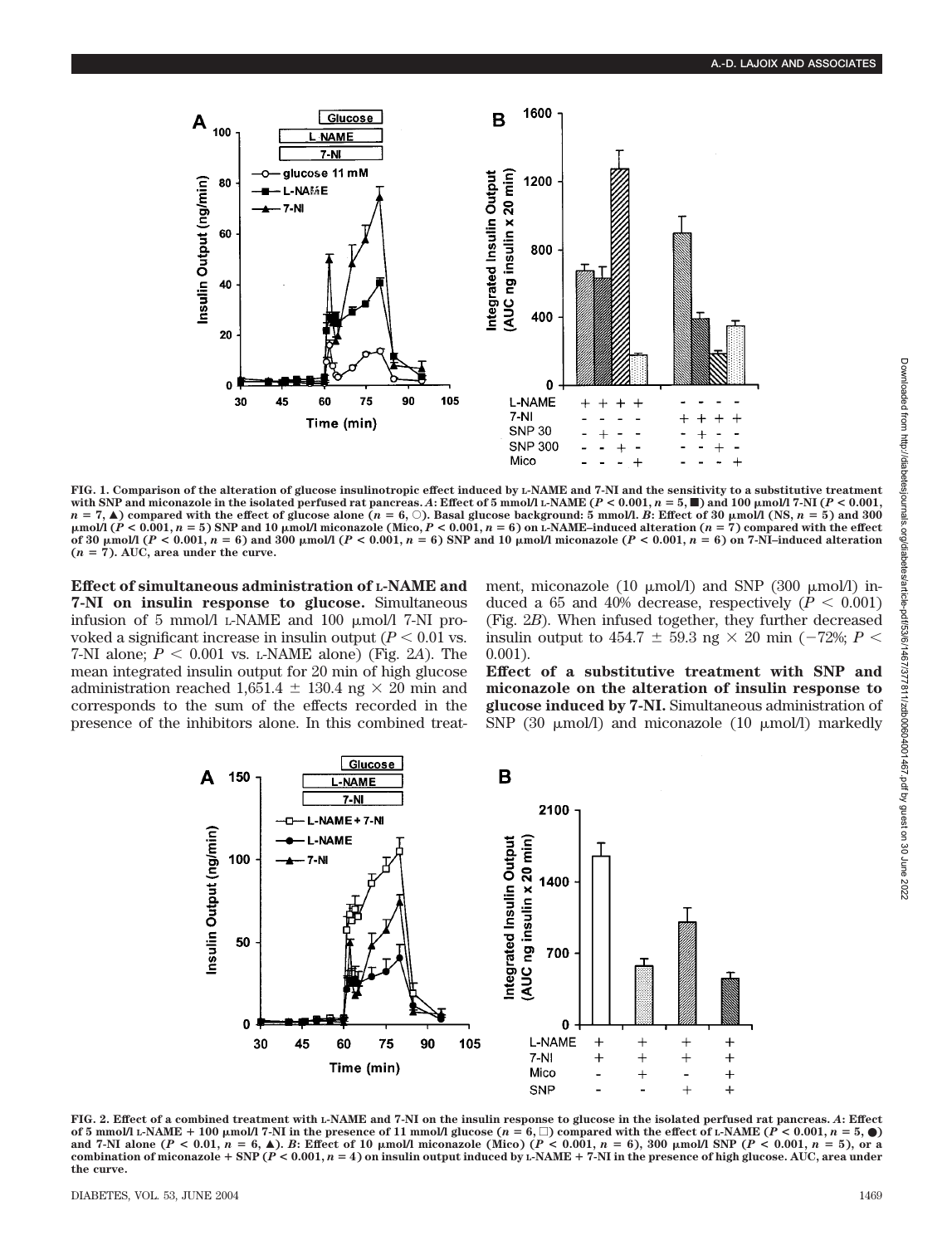FIG. 1. Comparison of the alteration of glucose insulinotropic effect induced by L-NAME and 7-NI and the sensitivity to a substitutive treatment with SNP and miconazole in the isolated perfused rat pancreas. *A*: Effect of 5 mmol/l L-NAME ($P < 0.001$, $n = 5$, ■) and 100 µmol/l 7-NI ($P < 0.001$, $n = 7$, ▲) compared with the effect of glucose alone ($n = 6$, ○). Basal glucose background: 5 mmol/l. *B*: Effect of 30 µmol/l (NS, $n = 5$) and 300 µmol/l ($P < 0.001$, $n = 5$) SNP and 10 µmol/l miconazole (Mico, $P < 0.001$, $n = 6$) on L-NAME–induced alteration ($n = 7$) compared with the effect of 30 µmol/l ($P < 0.001$, $n = 6$) and 300 µmol/l ($P < 0.001$, $n = 6$) SNP and 10 µmol/l miconazole ($P < 0.001$, $n = 6$) on 7-NI–induced alteration ($n = 7$). AUC, area under the curve.

**Effect of simultaneous administration of L-NAME and 7-NI on insulin response to glucose.** Simultaneous infusion of 5 mmol/l L-NAME and 100 µmol/l 7-NI provoked a significant increase in insulin output ($P < 0.01$ vs. 7-NI alone; $P < 0.001$ vs. L-NAME alone) (Fig. 2*A*). The mean integrated insulin output for 20 min of high glucose administration reached 1,651.4 ± 130.4 ng × 20 min and corresponds to the sum of the effects recorded in the presence of the inhibitors alone. In this combined treatment, miconazole (10 µmol/l) and SNP (300 µmol/l) induced a 65 and 40% decrease, respectively ($P < 0.001$) (Fig. 2*B*). When infused together, they further decreased insulin output to 454.7 ± 59.3 ng × 20 min (−72%; $P < 0.001$).

**Effect of a substitutive treatment with SNP and miconazole on the alteration of insulin response to glucose induced by 7-NI.** Simultaneous administration of SNP (30 µmol/l) and miconazole (10 µmol/l) markedly

FIG. 2. Effect of a combined treatment with L-NAME and 7-NI on the insulin response to glucose in the isolated perfused rat pancreas. *A*: Effect of 5 mmol/l L-NAME + 100 µmol/l 7-NI in the presence of 11 mmol/l glucose ($n = 6$, □) compared with the effect of L-NAME ($P < 0.001$, $n = 5$, ●) and 7-NI alone ($P < 0.01$, $n = 6$, ▲). *B*: Effect of 10 µmol/l miconazole (Mico) ($P < 0.001$, $n = 6$), 300 µmol/l SNP ($P < 0.001$, $n = 5$), or a combination of miconazole + SNP ($P < 0.001$, $n = 4$) on insulin output induced by L-NAME + 7-NI in the presence of high glucose. AUC, area under the curve.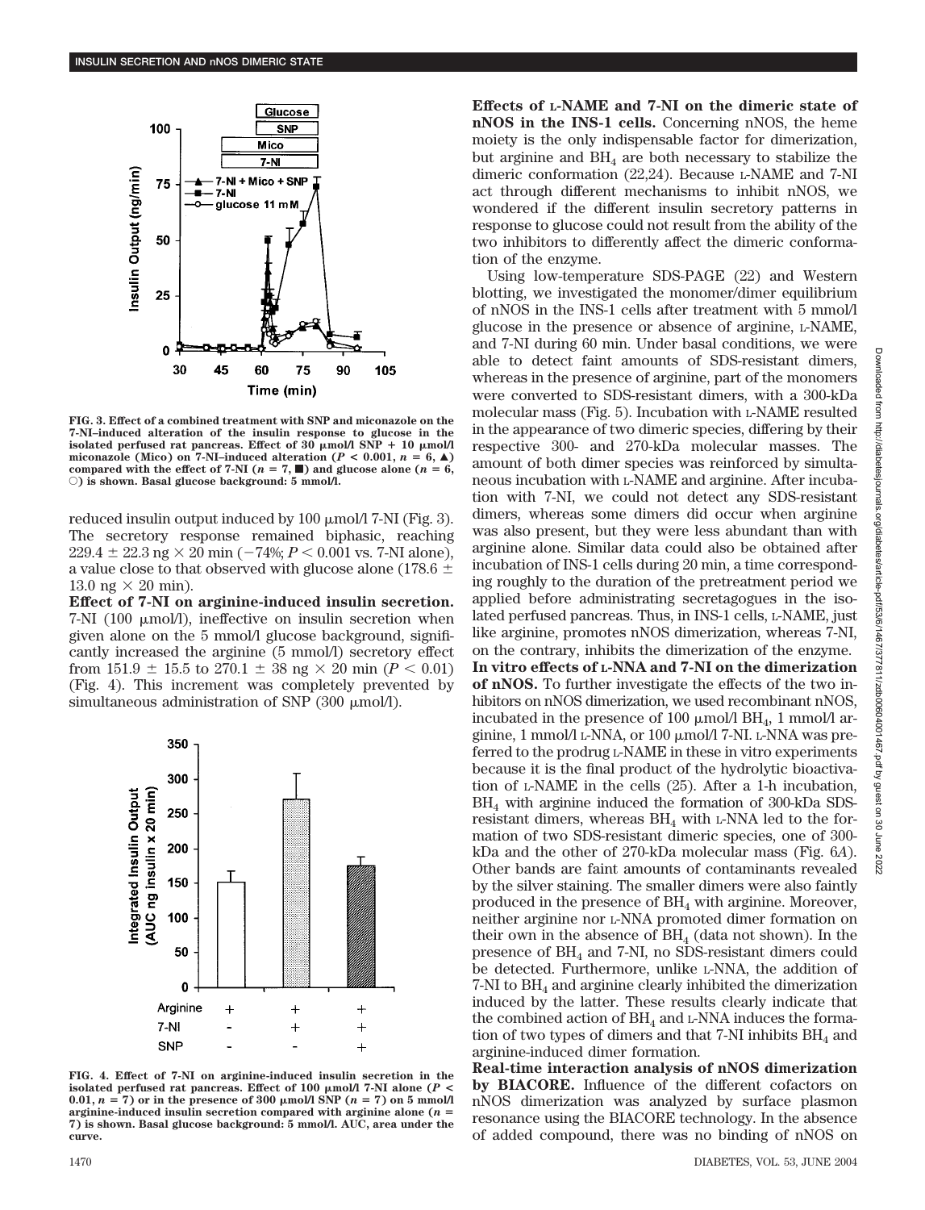FIG. 3. Effect of a combined treatment with SNP and miconazole on the 7-NI–induced alteration of the insulin response to glucose in the isolated perfused rat pancreas. Effect of 30 μmol/l SNP + 10 μmol/l miconazole (Mico) on 7-NI–induced alteration ($P < 0.001$, $n = 6$, ▲) compared with the effect of 7-NI ($n = 7$, ■) and glucose alone ($n = 6$, ○) is shown. Basal glucose background: 5 mmol/l.

reduced insulin output induced by 100 μmol/l 7-NI (Fig. 3). The secretory response remained biphasic, reaching $229.4 \pm 22.3$ ng × 20 min (−74%; $P < 0.001$ vs. 7-NI alone), a value close to that observed with glucose alone ($178.6 \pm 13.0$ ng × 20 min).

**Effect of 7-NI on arginine-induced insulin secretion.** 7-NI (100 μmol/l), ineffective on insulin secretion when given alone on the 5 mmol/l glucose background, significantly increased the arginine (5 mmol/l) secretory effect from $151.9 \pm 15.5$ to $270.1 \pm 38$ ng × 20 min ($P < 0.01$) (Fig. 4). This increment was completely prevented by simultaneous administration of SNP (300 μmol/l).

FIG. 4. Effect of 7-NI on arginine-induced insulin secretion in the isolated perfused rat pancreas. Effect of 100 μmol/l 7-NI alone ($P < 0.01$, $n = 7$) or in the presence of 300 μmol/l SNP ($n = 7$) on 5 mmol/l arginine-induced insulin secretion compared with arginine alone ($n = 7$) is shown. Basal glucose background: 5 mmol/l. AUC, area under the curve.

**Effects of L-NAME and 7-NI on the dimeric state of nNOS in the INS-1 cells.** Concerning nNOS, the heme moiety is the only indispensable factor for dimerization, but arginine and $BH_4$ are both necessary to stabilize the dimeric conformation (22,24). Because L-NAME and 7-NI act through different mechanisms to inhibit nNOS, we wondered if the different insulin secretory patterns in response to glucose could not result from the ability of the two inhibitors to differently affect the dimeric conformation of the enzyme.

Using low-temperature SDS-PAGE (22) and Western blotting, we investigated the monomer/dimer equilibrium of nNOS in the INS-1 cells after treatment with 5 mmol/l glucose in the presence or absence of arginine, L-NAME, and 7-NI during 60 min. Under basal conditions, we were able to detect faint amounts of SDS-resistant dimers, whereas in the presence of arginine, part of the monomers were converted to SDS-resistant dimers, with a 300-kDa molecular mass (Fig. 5). Incubation with L-NAME resulted in the appearance of two dimeric species, differing by their respective 300- and 270-kDa molecular masses. The amount of both dimer species was reinforced by simultaneous incubation with L-NAME and arginine. After incubation with 7-NI, we could not detect any SDS-resistant dimers, whereas some dimers did occur when arginine was also present, but they were less abundant than with arginine alone. Similar data could also be obtained after incubation of INS-1 cells during 20 min, a time corresponding roughly to the duration of the pretreatment period we applied before administrating secretagogues in the isolated perfused pancreas. Thus, in INS-1 cells, L-NAME, just like arginine, promotes nNOS dimerization, whereas 7-NI, on the contrary, inhibits the dimerization of the enzyme.

**In vitro effects of L-NNA and 7-NI on the dimerization of nNOS.** To further investigate the effects of the two inhibitors on nNOS dimerization, we used recombinant nNOS, incubated in the presence of 100 μmol/l $BH_4$, 1 mmol/l arginine, 1 mmol/l L-NNA, or 100 μmol/l 7-NI. L-NNA was preferred to the prodrug L-NAME in these in vitro experiments because it is the final product of the hydrolytic bioactivation of L-NAME in the cells (25). After a 1-h incubation, $BH_4$ with arginine induced the formation of 300-kDa SDS-resistant dimers, whereas $BH_4$ with L-NNA led to the formation of two SDS-resistant dimeric species, one of 300-kDa and the other of 270-kDa molecular mass (Fig. 6*A*). Other bands are faint amounts of contaminants revealed by the silver staining. The smaller dimers were also faintly produced in the presence of $BH_4$ with arginine. Moreover, neither arginine nor L-NNA promoted dimer formation on their own in the absence of $BH_4$ (data not shown). In the presence of $BH_4$ and 7-NI, no SDS-resistant dimers could be detected. Furthermore, unlike L-NNA, the addition of 7-NI to $BH_4$ and arginine clearly inhibited the dimerization induced by the latter. These results clearly indicate that the combined action of $BH_4$ and L-NNA induces the formation of two types of dimers and that 7-NI inhibits $BH_4$ and arginine-induced dimer formation.

**Real-time interaction analysis of nNOS dimerization by BIACORE.** Influence of the different cofactors on nNOS dimerization was analyzed by surface plasmon resonance using the BIACORE technology. In the absence of added compound, there was no binding of nNOS on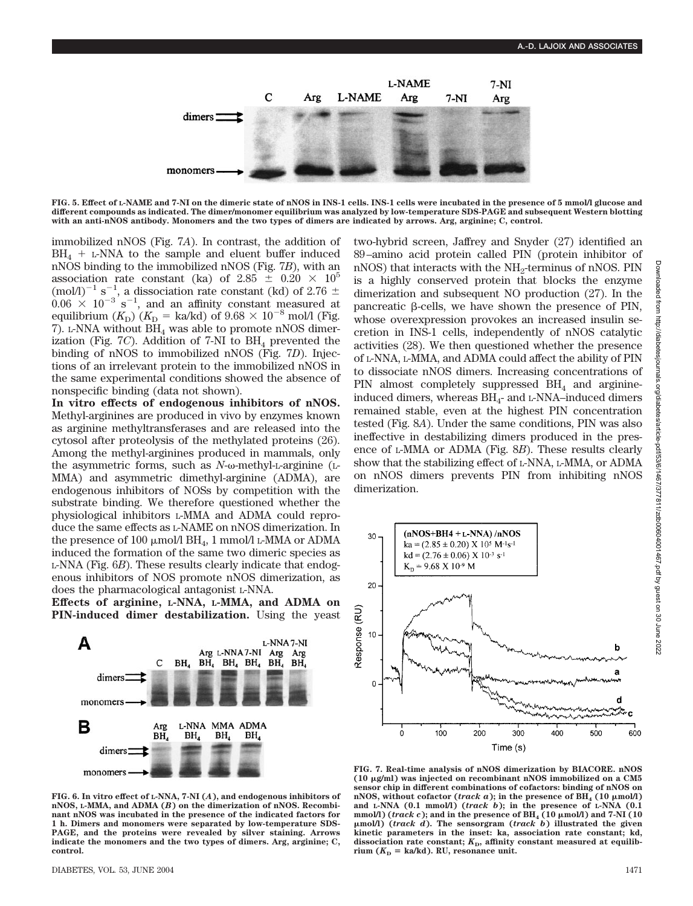FIG. 5. Effect of L-NAME and 7-NI on the dimeric state of nNOS in INS-1 cells. INS-1 cells were incubated in the presence of 5 mmol/l glucose and different compounds as indicated. The dimer/monomer equilibrium was analyzed by low-temperature SDS-PAGE and subsequent Western blotting with an anti-nNOS antibody. Monomers and the two types of dimers are indicated by arrows. Arg, arginine; C, control.

immobilized nNOS (Fig. 7*A*). In contrast, the addition of $BH_4$ + L-NNA to the sample and eluent buffer induced nNOS binding to the immobilized nNOS (Fig. 7*B*), with an association rate constant (ka) of $2.85 \pm 0.20 \times 10^5$ $(mol/l)^{-1}$ $s^{-1}$, a dissociation rate constant (kd) of $2.76 \pm 0.06 \times 10^{-3}$ $s^{-1}$, and an affinity constant measured at equilibrium ($K_D$) ($K_D$ = ka/kd) of $9.68 \times 10^{-8}$ mol/l (Fig. 7). L-NNA without $BH_4$ was able to promote nNOS dimerization (Fig. 7*C*). Addition of 7-NI to $BH_4$ prevented the binding of nNOS to immobilized nNOS (Fig. 7*D*). Injections of an irrelevant protein to the immobilized nNOS in the same experimental conditions showed the absence of nonspecific binding (data not shown).

**In vitro effects of endogenous inhibitors of nNOS.** Methyl-arginines are produced in vivo by enzymes known as arginine methyltransferases and are released into the cytosol after proteolysis of the methylated proteins (26). Among the methyl-arginines produced in mammals, only the asymmetric forms, such as *N*-ω-methyl-L-arginine (L-MMA) and asymmetric dimethyl-arginine (ADMA), are endogenous inhibitors of NOSs by competition with the substrate binding. We therefore questioned whether the physiological inhibitors L-MMA and ADMA could reproduce the same effects as L-NAME on nNOS dimerization. In the presence of 100 μmol/l $BH_4$, 1 mmol/l L-MMA or ADMA induced the formation of the same two dimeric species as L-NNA (Fig. 6*B*). These results clearly indicate that endogenous inhibitors of NOS promote nNOS dimerization, as does the pharmacological antagonist L-NNA.

**Effects of arginine, L-NNA, L-MMA, and ADMA on PIN-induced dimer destabilization.** Using the yeast two-hybrid screen, Jaffrey and Snyder (27) identified an 89–amino acid protein called PIN (protein inhibitor of nNOS) that interacts with the $NH_2$-terminus of nNOS. PIN is a highly conserved protein that blocks the enzyme dimerization and subsequent NO production (27). In the pancreatic β-cells, we have shown the presence of PIN, whose overexpression provokes an increased insulin secretion in INS-1 cells, independently of nNOS catalytic activities (28). We then questioned whether the presence of L-NNA, L-MMA, and ADMA could affect the ability of PIN to dissociate nNOS dimers. Increasing concentrations of PIN almost completely suppressed $BH_4$ and arginine-induced dimers, whereas $BH_4$- and L-NNA–induced dimers remained stable, even at the highest PIN concentration tested (Fig. 8*A*). Under the same conditions, PIN was also ineffective in destabilizing dimers produced in the presence of L-MMA or ADMA (Fig. 8*B*). These results clearly show that the stabilizing effect of L-NNA, L-MMA, or ADMA on nNOS dimers prevents PIN from inhibiting nNOS dimerization.

FIG. 6. In vitro effect of L-NNA, 7-NI (*A*), and endogenous inhibitors of nNOS, L-MMA, and ADMA (*B*) on the dimerization of nNOS. Recombinant nNOS was incubated in the presence of the indicated factors for 1 h. Dimers and monomers were separated by low-temperature SDS-PAGE, and the proteins were revealed by silver staining. Arrows indicate the monomers and the two types of dimers. Arg, arginine; C, control.

FIG. 7. Real-time analysis of nNOS dimerization by BIACORE. nNOS (10 μg/ml) was injected on recombinant nNOS immobilized on a CM5 sensor chip in different combinations of cofactors: binding of nNOS on nNOS, without cofactor (*track a*); in the presence of $BH_4$ (10 μmol/l) and L-NNA (0.1 mmol/l) (*track b*); in the presence of L-NNA (0.1 mmol/l) (*track c*); and in the presence of $BH_4$ (10 μmol/l) and 7-NI (10 μmol/l) (*track d*). The sensorgram (*track b*) illustrated the given kinetic parameters in the inset: ka, association rate constant; kd, dissociation rate constant; $K_D$, affinity constant measured at equilibrium ($K_D$ = ka/kd). RU, resonance unit.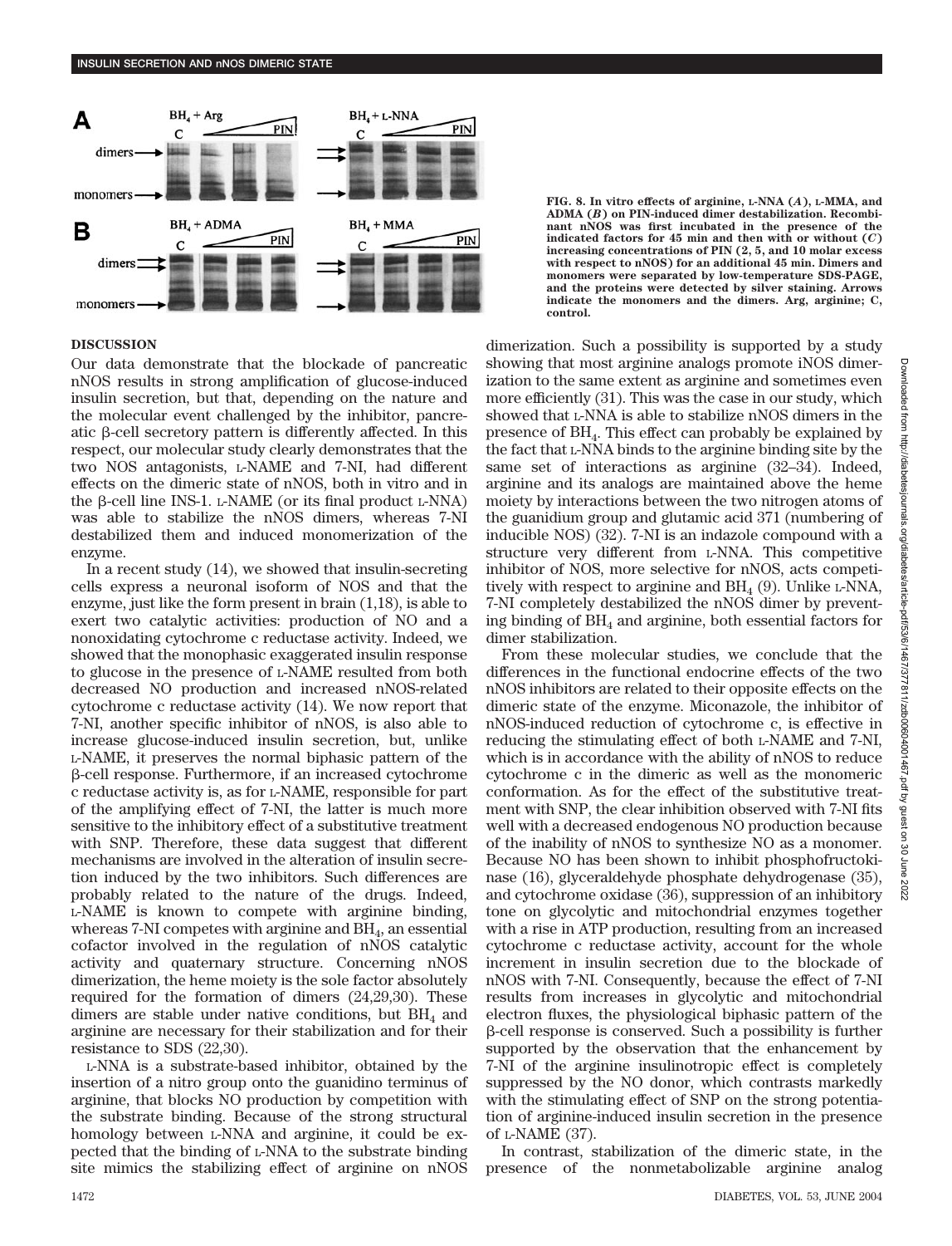FIG. 8. In vitro effects of arginine, L-NNA (*A*), L-MMA, and ADMA (*B*) on PIN-induced dimer destabilization. Recombinant nNOS was first incubated in the presence of the indicated factors for 45 min and then with or without (*C*) increasing concentrations of PIN (2, 5, and 10 molar excess with respect to nNOS) for an additional 45 min. Dimers and monomers were separated by low-temperature SDS-PAGE, and the proteins were detected by silver staining. Arrows indicate the monomers and the dimers. Arg, arginine; C, control.

## DISCUSSION

Our data demonstrate that the blockade of pancreatic nNOS results in strong amplification of glucose-induced insulin secretion, but that, depending on the nature and the molecular event challenged by the inhibitor, pancreatic β-cell secretory pattern is differently affected. In this respect, our molecular study clearly demonstrates that the two NOS antagonists, L-NAME and 7-NI, had different effects on the dimeric state of nNOS, both in vitro and in the β-cell line INS-1. L-NAME (or its final product L-NNA) was able to stabilize the nNOS dimers, whereas 7-NI destabilized them and induced monomerization of the enzyme.

In a recent study (14), we showed that insulin-secreting cells express a neuronal isoform of NOS and that the enzyme, just like the form present in brain (1,18), is able to exert two catalytic activities: production of NO and a nonoxidating cytochrome c reductase activity. Indeed, we showed that the monophasic exaggerated insulin response to glucose in the presence of L-NAME resulted from both decreased NO production and increased nNOS-related cytochrome c reductase activity (14). We now report that 7-NI, another specific inhibitor of nNOS, is also able to increase glucose-induced insulin secretion, but, unlike L-NAME, it preserves the normal biphasic pattern of the β-cell response. Furthermore, if an increased cytochrome c reductase activity is, as for L-NAME, responsible for part of the amplifying effect of 7-NI, the latter is much more sensitive to the inhibitory effect of a substitutive treatment with SNP. Therefore, these data suggest that different mechanisms are involved in the alteration of insulin secretion induced by the two inhibitors. Such differences are probably related to the nature of the drugs. Indeed, L-NAME is known to compete with arginine binding, whereas 7-NI competes with arginine and $BH_4$, an essential cofactor involved in the regulation of nNOS catalytic activity and quaternary structure. Concerning nNOS dimerization, the heme moiety is the sole factor absolutely required for the formation of dimers (24,29,30). These dimers are stable under native conditions, but $BH_4$ and arginine are necessary for their stabilization and for their resistance to SDS (22,30).

L-NNA is a substrate-based inhibitor, obtained by the insertion of a nitro group onto the guanidino terminus of arginine, that blocks NO production by competition with the substrate binding. Because of the strong structural homology between L-NNA and arginine, it could be expected that the binding of L-NNA to the substrate binding site mimics the stabilizing effect of arginine on nNOS dimerization. Such a possibility is supported by a study showing that most arginine analogs promote iNOS dimerization to the same extent as arginine and sometimes even more efficiently (31). This was the case in our study, which showed that L-NNA is able to stabilize nNOS dimers in the presence of $BH_4$. This effect can probably be explained by the fact that L-NNA binds to the arginine binding site by the same set of interactions as arginine (32–34). Indeed, arginine and its analogs are maintained above the heme moiety by interactions between the two nitrogen atoms of the guanidium group and glutamic acid 371 (numbering of inducible NOS) (32). 7-NI is an indazole compound with a structure very different from L-NNA. This competitive inhibitor of NOS, more selective for nNOS, acts competitively with respect to arginine and $BH_4$ (9). Unlike L-NNA, 7-NI completely destabilized the nNOS dimer by preventing binding of $BH_4$ and arginine, both essential factors for dimer stabilization.

From these molecular studies, we conclude that the differences in the functional endocrine effects of the two nNOS inhibitors are related to their opposite effects on the dimeric state of the enzyme. Miconazole, the inhibitor of nNOS-induced reduction of cytochrome c, is effective in reducing the stimulating effect of both L-NAME and 7-NI, which is in accordance with the ability of nNOS to reduce cytochrome c in the dimeric as well as the monomeric conformation. As for the effect of the substitutive treatment with SNP, the clear inhibition observed with 7-NI fits well with a decreased endogenous NO production because of the inability of nNOS to synthesize NO as a monomer. Because NO has been shown to inhibit phosphofructokinase (16), glyceraldehyde phosphate dehydrogenase (35), and cytochrome oxidase (36), suppression of an inhibitory tone on glycolytic and mitochondrial enzymes together with a rise in ATP production, resulting from an increased cytochrome c reductase activity, account for the whole increment in insulin secretion due to the blockade of nNOS with 7-NI. Consequently, because the effect of 7-NI results from increases in glycolytic and mitochondrial electron fluxes, the physiological biphasic pattern of the β-cell response is conserved. Such a possibility is further supported by the observation that the enhancement by 7-NI of the arginine insulinotropic effect is completely suppressed by the NO donor, which contrasts markedly with the stimulating effect of SNP on the strong potentiation of arginine-induced insulin secretion in the presence of L-NAME (37).

In contrast, stabilization of the dimeric state, in the presence of the nonmetabolizable arginine analog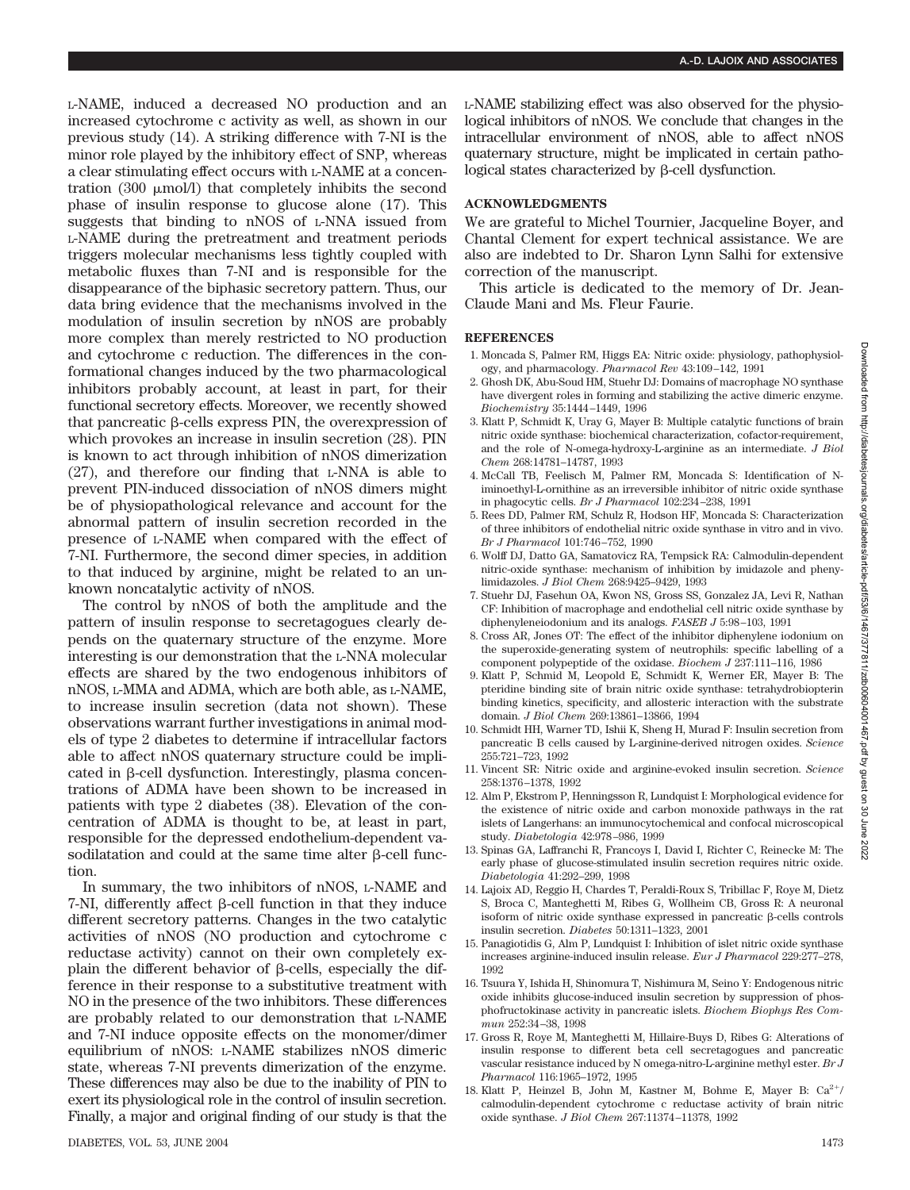L-NAME, induced a decreased NO production and an increased cytochrome c activity as well, as shown in our previous study (14). A striking difference with 7-NI is the minor role played by the inhibitory effect of SNP, whereas a clear stimulating effect occurs with L-NAME at a concentration (300 μmol/l) that completely inhibits the second phase of insulin response to glucose alone (17). This suggests that binding to nNOS of L-NNA issued from L-NAME during the pretreatment and treatment periods triggers molecular mechanisms less tightly coupled with metabolic fluxes than 7-NI and is responsible for the disappearance of the biphasic secretory pattern. Thus, our data bring evidence that the mechanisms involved in the modulation of insulin secretion by nNOS are probably more complex than merely restricted to NO production and cytochrome c reduction. The differences in the conformational changes induced by the two pharmacological inhibitors probably account, at least in part, for their functional secretory effects. Moreover, we recently showed that pancreatic β-cells express PIN, the overexpression of which provokes an increase in insulin secretion (28). PIN is known to act through inhibition of nNOS dimerization (27), and therefore our finding that L-NNA is able to prevent PIN-induced dissociation of nNOS dimers might be of physiopathological relevance and account for the abnormal pattern of insulin secretion recorded in the presence of L-NAME when compared with the effect of 7-NI. Furthermore, the second dimer species, in addition to that induced by arginine, might be related to an unknown noncatalytic activity of nNOS.

The control by nNOS of both the amplitude and the pattern of insulin response to secretagogues clearly depends on the quaternary structure of the enzyme. More interesting is our demonstration that the L-NNA molecular effects are shared by the two endogenous inhibitors of nNOS, L-MMA and ADMA, which are both able, as L-NAME, to increase insulin secretion (data not shown). These observations warrant further investigations in animal models of type 2 diabetes to determine if intracellular factors able to affect nNOS quaternary structure could be implicated in β-cell dysfunction. Interestingly, plasma concentrations of ADMA have been shown to be increased in patients with type 2 diabetes (38). Elevation of the concentration of ADMA is thought to be, at least in part, responsible for the depressed endothelium-dependent vasodilatation and could at the same time alter β-cell function.

In summary, the two inhibitors of nNOS, L-NAME and 7-NI, differently affect β-cell function in that they induce different secretory patterns. Changes in the two catalytic activities of nNOS (NO production and cytochrome c reductase activity) cannot on their own completely explain the different behavior of β-cells, especially the difference in their response to a substitutive treatment with NO in the presence of the two inhibitors. These differences are probably related to our demonstration that L-NAME and 7-NI induce opposite effects on the monomer/dimer equilibrium of nNOS: L-NAME stabilizes nNOS dimeric state, whereas 7-NI prevents dimerization of the enzyme. These differences may also be due to the inability of PIN to exert its physiological role in the control of insulin secretion. Finally, a major and original finding of our study is that the L-NAME stabilizing effect was also observed for the physiological inhibitors of nNOS. We conclude that changes in the intracellular environment of nNOS, able to affect nNOS quaternary structure, might be implicated in certain pathological states characterized by β-cell dysfunction.

## ACKNOWLEDGMENTS

We are grateful to Michel Tournier, Jacqueline Boyer, and Chantal Clement for expert technical assistance. We are also are indebted to Dr. Sharon Lynn Salhi for extensive correction of the manuscript.

This article is dedicated to the memory of Dr. Jean-Claude Mani and Ms. Fleur Faurie.

## REFERENCES

1. Moncada S, Palmer RM, Higgs EA: Nitric oxide: physiology, pathophysiology, and pharmacology. *Pharmacol Rev* 43:109–142, 1991
2. Ghosh DK, Abu-Soud HM, Stuehr DJ: Domains of macrophage NO synthase have divergent roles in forming and stabilizing the active dimeric enzyme. *Biochemistry* 35:1444–1449, 1996
3. Klatt P, Schmidt K, Uray G, Mayer B: Multiple catalytic functions of brain nitric oxide synthase: biochemical characterization, cofactor-requirement, and the role of N-omega-hydroxy-L-arginine as an intermediate. *J Biol Chem* 268:14781–14787, 1993
4. McCall TB, Feelisch M, Palmer RM, Moncada S: Identification of N-iminoethyl-L-ornithine as an irreversible inhibitor of nitric oxide synthase in phagocytic cells. *Br J Pharmacol* 102:234–238, 1991
5. Rees DD, Palmer RM, Schulz R, Hodson HF, Moncada S: Characterization of three inhibitors of endothelial nitric oxide synthase in vitro and in vivo. *Br J Pharmacol* 101:746–752, 1990
6. Wolff DJ, Datto GA, Samatovicz RA, Tempsick RA: Calmodulin-dependent nitric-oxide synthase: mechanism of inhibition by imidazole and phenylimidazoles. *J Biol Chem* 268:9425–9429, 1993
7. Stuehr DJ, Fasehun OA, Kwon NS, Gross SS, Gonzalez JA, Levi R, Nathan CF: Inhibition of macrophage and endothelial cell nitric oxide synthase by diphenyleneiodonium and its analogs. *FASEB J* 5:98–103, 1991
8. Cross AR, Jones OT: The effect of the inhibitor diphenylene iodonium on the superoxide-generating system of neutrophils: specific labelling of a component polypeptide of the oxidase. *Biochem J* 237:111–116, 1986
9. Klatt P, Schmid M, Leopold E, Schmidt K, Werner ER, Mayer B: The pteridine binding site of brain nitric oxide synthase: tetrahydrobiopterin binding kinetics, specificity, and allosteric interaction with the substrate domain. *J Biol Chem* 269:13861–13866, 1994
10. Schmidt HH, Warner TD, Ishii K, Sheng H, Murad F: Insulin secretion from pancreatic B cells caused by L-arginine-derived nitrogen oxides. *Science* 255:721–723, 1992
11. Vincent SR: Nitric oxide and arginine-evoked insulin secretion. *Science* 258:1376–1378, 1992
12. Alm P, Ekstrom P, Henningsson R, Lundquist I: Morphological evidence for the existence of nitric oxide and carbon monoxide pathways in the rat islets of Langerhans: an immunocytochemical and confocal microscopical study. *Diabetologia* 42:978–986, 1999
13. Spinas GA, Laffranchi R, Francoys I, David I, Richter C, Reinecke M: The early phase of glucose-stimulated insulin secretion requires nitric oxide. *Diabetologia* 41:292–299, 1998
14. Lajoix AD, Reggio H, Chardes T, Peraldi-Roux S, Tribillac F, Roye M, Dietz S, Broca C, Manteghetti M, Ribes G, Wollheim CB, Gross R: A neuronal isoform of nitric oxide synthase expressed in pancreatic β-cells controls insulin secretion. *Diabetes* 50:1311–1323, 2001
15. Panagiotidis G, Alm P, Lundquist I: Inhibition of islet nitric oxide synthase increases arginine-induced insulin release. *Eur J Pharmacol* 229:277–278, 1992
16. Tsuura Y, Ishida H, Shinomura T, Nishimura M, Seino Y: Endogenous nitric oxide inhibits glucose-induced insulin secretion by suppression of phosphofructokinase activity in pancreatic islets. *Biochem Biophys Res Commun* 252:34–38, 1998
17. Gross R, Roye M, Manteghetti M, Hillaire-Buys D, Ribes G: Alterations of insulin response to different beta cell secretagogues and pancreatic vascular resistance induced by N omega-nitro-L-arginine methyl ester. *Br J Pharmacol* 116:1965–1972, 1995
18. Klatt P, Heinzel B, John M, Kastner M, Bohme E, Mayer B: $Ca^{2+}$/calmodulin-dependent cytochrome c reductase activity of brain nitric oxide synthase. *J Biol Chem* 267:11374–11378, 1992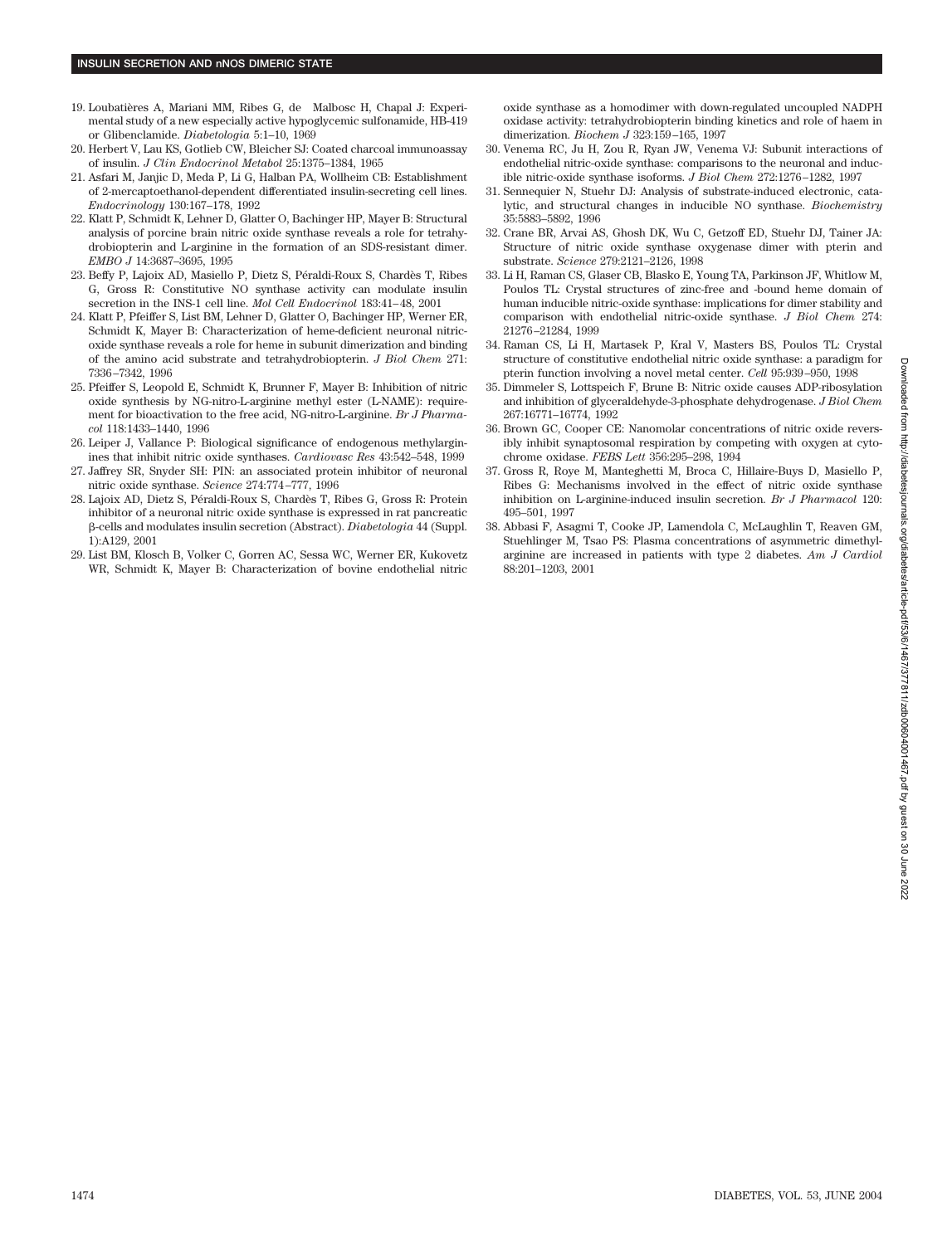19. Loubatières A, Mariani MM, Ribes G, de Malbosc H, Chapal J: Experimental study of a new especially active hypoglycemic sulfonamide, HB-419 or Glibenclamide. *Diabetologia* 5:1–10, 1969
20. Herbert V, Lau KS, Gotlieb CW, Bleicher SJ: Coated charcoal immunoassay of insulin. *J Clin Endocrinol Metabol* 25:1375–1384, 1965
21. Asfari M, Janjic D, Meda P, Li G, Halban PA, Wollheim CB: Establishment of 2-mercaptoethanol-dependent differentiated insulin-secreting cell lines. *Endocrinology* 130:167–178, 1992
22. Klatt P, Schmidt K, Lehner D, Glatter O, Bachinger HP, Mayer B: Structural analysis of porcine brain nitric oxide synthase reveals a role for tetrahydrobiopterin and L-arginine in the formation of an SDS-resistant dimer. *EMBO J* 14:3687–3695, 1995
23. Beffy P, Lajoix AD, Masiello P, Dietz S, Péraldi-Roux S, Chardès T, Ribes G, Gross R: Constitutive NO synthase activity can modulate insulin secretion in the INS-1 cell line. *Mol Cell Endocrinol* 183:41–48, 2001
24. Klatt P, Pfeiffer S, List BM, Lehner D, Glatter O, Bachinger HP, Werner ER, Schmidt K, Mayer B: Characterization of heme-deficient neuronal nitric-oxide synthase reveals a role for heme in subunit dimerization and binding of the amino acid substrate and tetrahydrobiopterin. *J Biol Chem* 271: 7336–7342, 1996
25. Pfeiffer S, Leopold E, Schmidt K, Brunner F, Mayer B: Inhibition of nitric oxide synthesis by NG-nitro-L-arginine methyl ester (L-NAME): requirement for bioactivation to the free acid, NG-nitro-L-arginine. *Br J Pharmacol* 118:1433–1440, 1996
26. Leiper J, Vallance P: Biological significance of endogenous methylarginines that inhibit nitric oxide synthases. *Cardiovasc Res* 43:542–548, 1999
27. Jaffrey SR, Snyder SH: PIN: an associated protein inhibitor of neuronal nitric oxide synthase. *Science* 274:774–777, 1996
28. Lajoix AD, Dietz S, Péraldi-Roux S, Chardès T, Ribes G, Gross R: Protein inhibitor of a neuronal nitric oxide synthase is expressed in rat pancreatic β-cells and modulates insulin secretion (Abstract). *Diabetologia* 44 (Suppl. 1):A129, 2001
29. List BM, Klosch B, Volker C, Gorren AC, Sessa WC, Werner ER, Kukovetz WR, Schmidt K, Mayer B: Characterization of bovine endothelial nitric oxide synthase as a homodimer with down-regulated uncoupled NADPH oxidase activity: tetrahydrobiopterin binding kinetics and role of haem in dimerization. *Biochem J* 323:159–165, 1997
30. Venema RC, Ju H, Zou R, Ryan JW, Venema VJ: Subunit interactions of endothelial nitric-oxide synthase: comparisons to the neuronal and inducible nitric-oxide synthase isoforms. *J Biol Chem* 272:1276–1282, 1997
31. Sennequier N, Stuehr DJ: Analysis of substrate-induced electronic, catalytic, and structural changes in inducible NO synthase. *Biochemistry* 35:5883–5892, 1996
32. Crane BR, Arvai AS, Ghosh DK, Wu C, Getzoff ED, Stuehr DJ, Tainer JA: Structure of nitric oxide synthase oxygenase dimer with pterin and substrate. *Science* 279:2121–2126, 1998
33. Li H, Raman CS, Glaser CB, Blasko E, Young TA, Parkinson JF, Whitlow M, Poulos TL: Crystal structures of zinc-free and -bound heme domain of human inducible nitric-oxide synthase: implications for dimer stability and comparison with endothelial nitric-oxide synthase. *J Biol Chem* 274: 21276–21284, 1999
34. Raman CS, Li H, Martasek P, Kral V, Masters BS, Poulos TL: Crystal structure of constitutive endothelial nitric oxide synthase: a paradigm for pterin function involving a novel metal center. *Cell* 95:939–950, 1998
35. Dimmeler S, Lottspeich F, Brune B: Nitric oxide causes ADP-ribosylation and inhibition of glyceraldehyde-3-phosphate dehydrogenase. *J Biol Chem* 267:16771–16774, 1992
36. Brown GC, Cooper CE: Nanomolar concentrations of nitric oxide reversibly inhibit synaptosomal respiration by competing with oxygen at cytochrome oxidase. *FEBS Lett* 356:295–298, 1994
37. Gross R, Roye M, Manteghetti M, Broca C, Hillaire-Buys D, Masiello P, Ribes G: Mechanisms involved in the effect of nitric oxide synthase inhibition on L-arginine-induced insulin secretion. *Br J Pharmacol* 120: 495–501, 1997
38. Abbasi F, Asagmi T, Cooke JP, Lamendola C, McLaughlin T, Reaven GM, Stuehlinger M, Tsao PS: Plasma concentrations of asymmetric dimethylarginine are increased in patients with type 2 diabetes. *Am J Cardiol* 88:201–1203, 2001